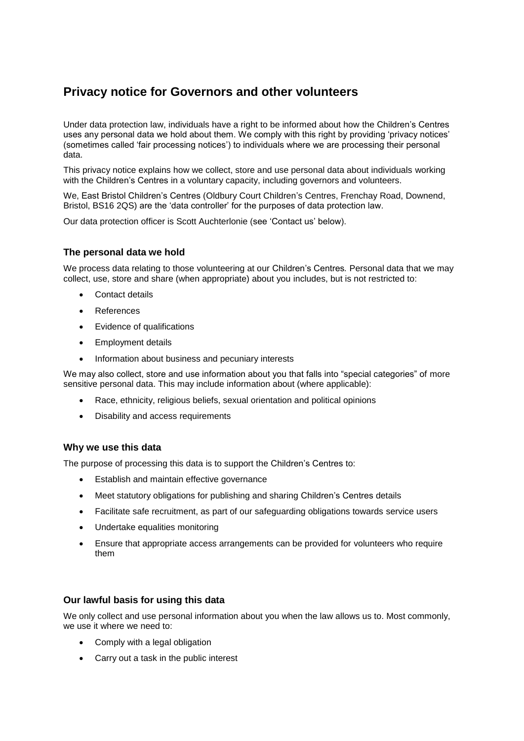# Privacy notice for Governors and other volunteers

Under data protection law, individuals have a right to be informed about how the Children's Centres uses any personal data we hold about them. We comply with this right by providing 'privacy notices' (sometimes called 'fair processing notices') to individuals where we are processing their personal data.

This privacy notice explains how we collect, store and use personal data about individuals working with the Children's Centres in a voluntary capacity, including governors and volunteers.

We, East Bristol Children's Centres (Oldbury Court Children's Centres, Frenchay Road, Downend, Bristol, BS16 2QS) are the 'data controller' for the purposes of data protection law.

Our data protection officer is Scott Auchterlonie (see 'Contact us' below).

### The personal data we hold

We process data relating to those volunteering at our Children's Centres. Personal data that we may collect, use, store and share (when appropriate) about you includes, but is not restricted to:

- Contact details
- References
- Evidence of qualifications
- Employment details
- Information about business and pecuniary interests

We may also collect, store and use information about you that falls into "special categories" of more sensitive personal data. This may include information about (where applicable):

- Race, ethnicity, religious beliefs, sexual orientation and political opinions
- Disability and access requirements

### Why we use this data

The purpose of processing this data is to support the Children's Centres to:

- Establish and maintain effective governance
- Meet statutory obligations for publishing and sharing Children's Centres details
- Facilitate safe recruitment, as part of our safeguarding obligations towards service users
- Undertake equalities monitoring
- Ensure that appropriate access arrangements can be provided for volunteers who require them

### Our lawful basis for using this data

We only collect and use personal information about you when the law allows us to. Most commonly, we use it where we need to:

- Comply with a legal obligation
- Carry out a task in the public interest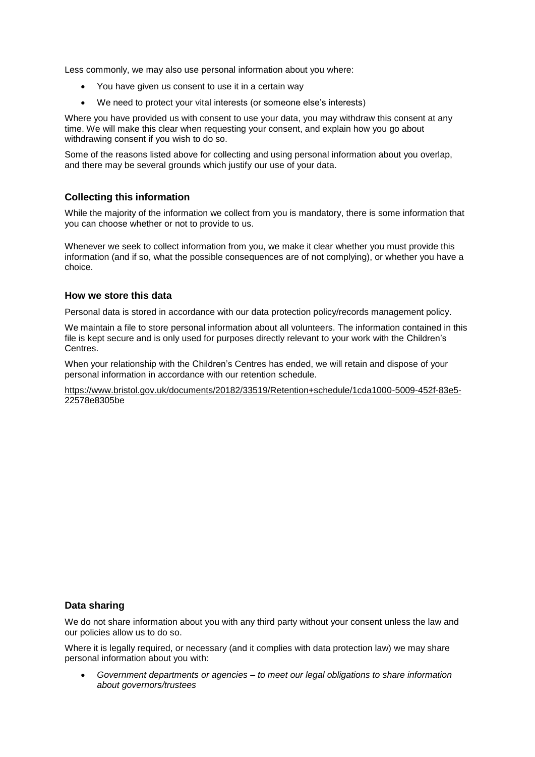Less commonly, we may also use personal information about you where:

- You have given us consent to use it in a certain way
- We need to protect your vital interests (or someone else's interests)

Where you have provided us with consent to use your data, you may withdraw this consent at any time. We will make this clear when requesting your consent, and explain how you go about withdrawing consent if you wish to do so.

Some of the reasons listed above for collecting and using personal information about you overlap, and there may be several grounds which justify our use of your data.

### Collecting this information

While the majority of the information we collect from you is mandatory, there is some information that you can choose whether or not to provide to us.

Whenever we seek to collect information from you, we make it clear whether you must provide this information (and if so, what the possible consequences are of not complying), or whether you have a choice.

### How we store this data

Personal data is stored in accordance with our data protection policy/records management policy.

We maintain a file to store personal information about all volunteers. The information contained in this file is kept secure and is only used for purposes directly relevant to your work with the Children's Centres.

When your relationship with the Children's Centres has ended, we will retain and dispose of your personal information in accordance with our retention schedule.

[https://www.bristol.gov.uk/documents/20182/33519/Retention+schedule/1cda1000-5009-452f-83e5-22578e8305be](https://www.bristol.gov.uk/documents/20182/33519/Retention+schedule/1cda1000-5009-452f-83e5-22578e8305be)

### Data sharing

We do not share information about you with any third party without your consent unless the law and our policies allow us to do so.

Where it is legally required, or necessary (and it complies with data protection law) we may share personal information about you with:

- *Government departments or agencies – to meet our legal obligations to share information about governors/trustees*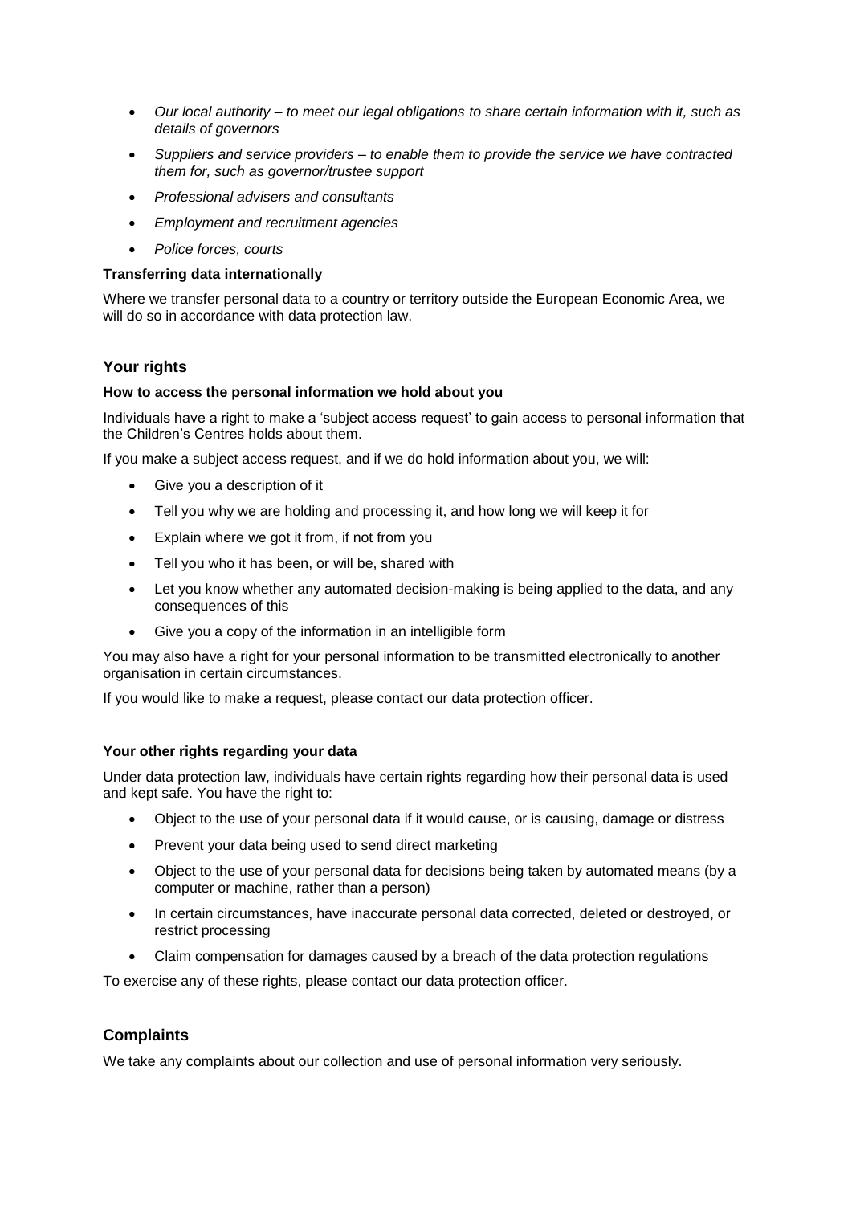- *Our local authority – to meet our legal obligations to share certain information with it, such as details of governors*
- *Suppliers and service providers – to enable them to provide the service we have contracted them for, such as governor/trustee support*
- *Professional advisers and consultants*
- *Employment and recruitment agencies*
- *Police forces, courts*

**Transferring data internationally**

Where we transfer personal data to a country or territory outside the European Economic Area, we will do so in accordance with data protection law.

## Your rights

**How to access the personal information we hold about you**

Individuals have a right to make a 'subject access request' to gain access to personal information that the Children's Centres holds about them.

If you make a subject access request, and if we do hold information about you, we will:

- Give you a description of it
- Tell you why we are holding and processing it, and how long we will keep it for
- Explain where we got it from, if not from you
- Tell you who it has been, or will be, shared with
- Let you know whether any automated decision-making is being applied to the data, and any consequences of this
- Give you a copy of the information in an intelligible form

You may also have a right for your personal information to be transmitted electronically to another organisation in certain circumstances.

If you would like to make a request, please contact our data protection officer.

**Your other rights regarding your data**

Under data protection law, individuals have certain rights regarding how their personal data is used and kept safe. You have the right to:

- Object to the use of your personal data if it would cause, or is causing, damage or distress
- Prevent your data being used to send direct marketing
- Object to the use of your personal data for decisions being taken by automated means (by a computer or machine, rather than a person)
- In certain circumstances, have inaccurate personal data corrected, deleted or destroyed, or restrict processing
- Claim compensation for damages caused by a breach of the data protection regulations

To exercise any of these rights, please contact our data protection officer.

## Complaints

We take any complaints about our collection and use of personal information very seriously.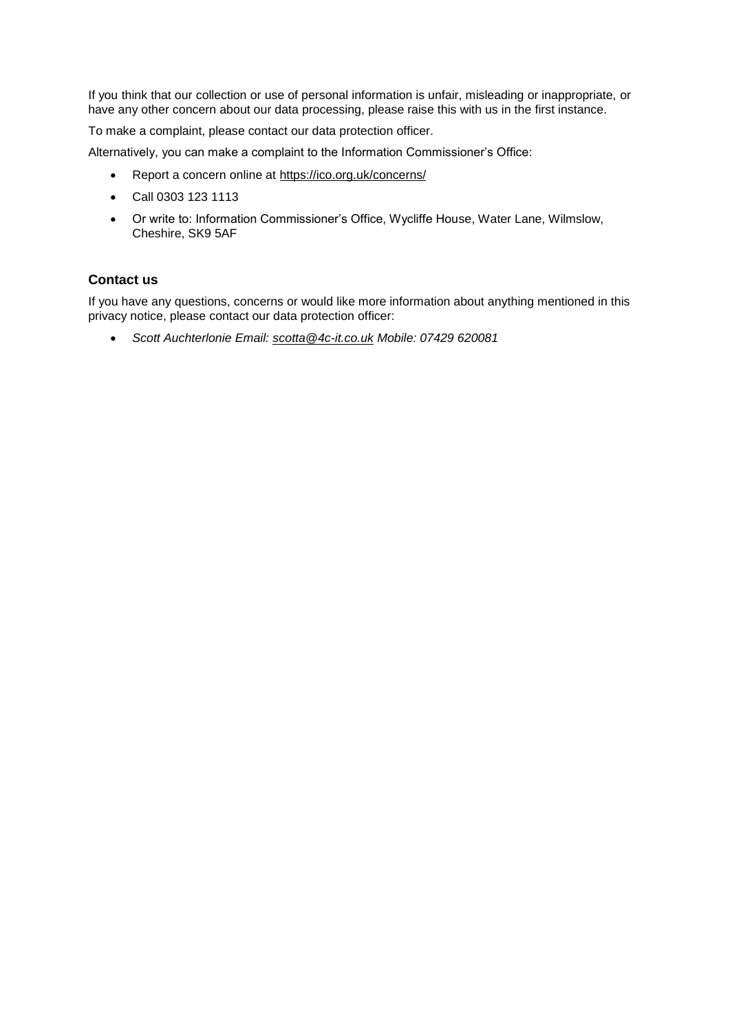If you think that our collection or use of personal information is unfair, misleading or inappropriate, or have any other concern about our data processing, please raise this with us in the first instance.

To make a complaint, please contact our data protection officer.

Alternatively, you can make a complaint to the Information Commissioner's Office:

- Report a concern online at https://ico.org.uk/concerns/
- Call 0303 123 1113
- Or write to: Information Commissioner's Office, Wycliffe House, Water Lane, Wilmslow, Cheshire, SK9 5AF

### Contact us

If you have any questions, concerns or would like more information about anything mentioned in this privacy notice, please contact our data protection officer:

- *Scott Auchterlonie Email: scotta@4c-it.co.uk Mobile: 07429 620081*